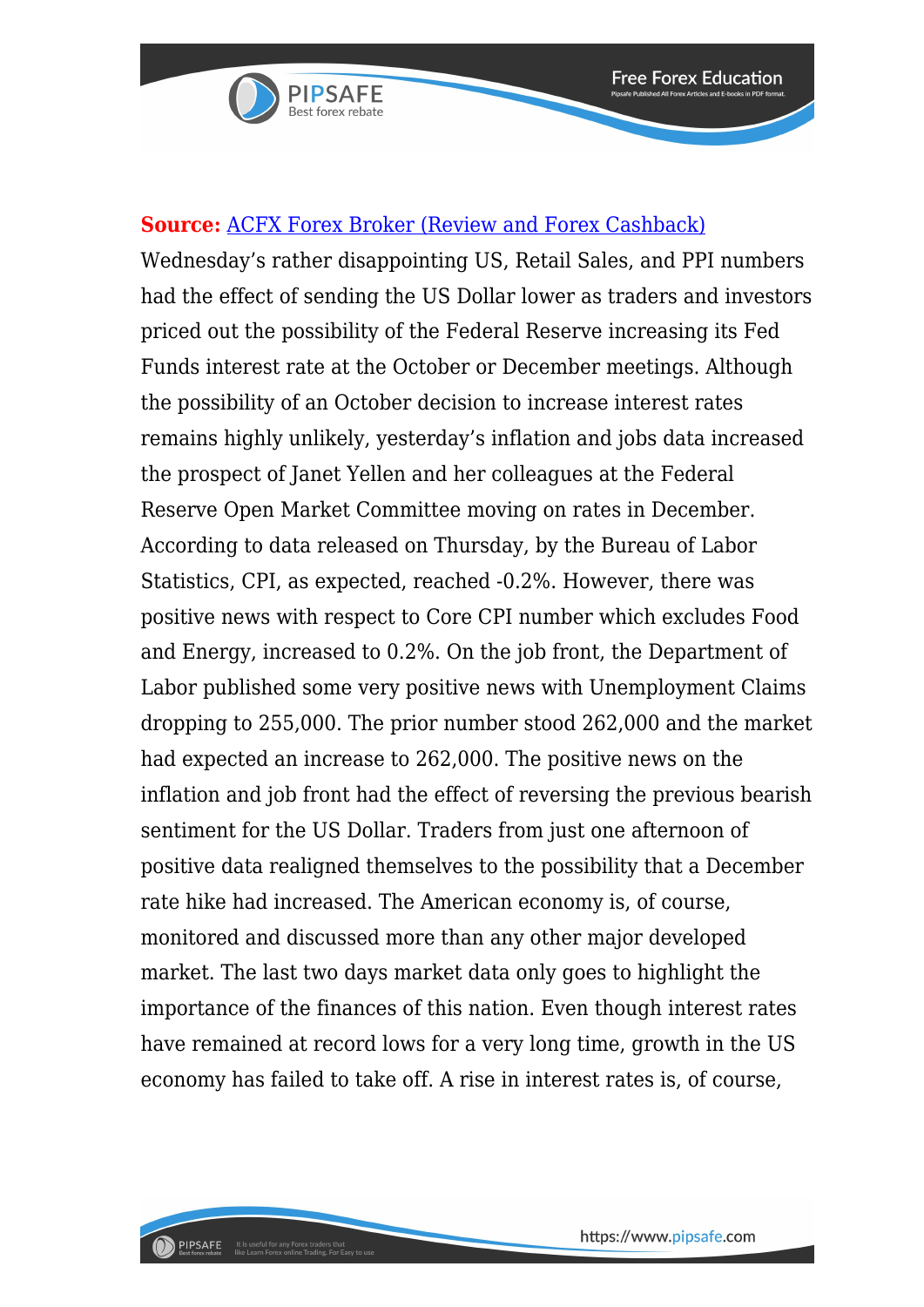**Source:** [ACFX Forex Broker (Review and Forex Cashback)]

Wednesday's rather disappointing US, Retail Sales, and PPI numbers had the effect of sending the US Dollar lower as traders and investors priced out the possibility of the Federal Reserve increasing its Fed Funds interest rate at the October or December meetings. Although the possibility of an October decision to increase interest rates remains highly unlikely, yesterday's inflation and jobs data increased the prospect of Janet Yellen and her colleagues at the Federal Reserve Open Market Committee moving on rates in December. According to data released on Thursday, by the Bureau of Labor Statistics, CPI, as expected, reached -0.2%. However, there was positive news with respect to Core CPI number which excludes Food and Energy, increased to 0.2%. On the job front, the Department of Labor published some very positive news with Unemployment Claims dropping to 255,000. The prior number stood 262,000 and the market had expected an increase to 262,000. The positive news on the inflation and job front had the effect of reversing the previous bearish sentiment for the US Dollar. Traders from just one afternoon of positive data realigned themselves to the possibility that a December rate hike had increased. The American economy is, of course, monitored and discussed more than any other major developed market. The last two days market data only goes to highlight the importance of the finances of this nation. Even though interest rates have remained at record lows for a very long time, growth in the US economy has failed to take off. A rise in interest rates is, of course,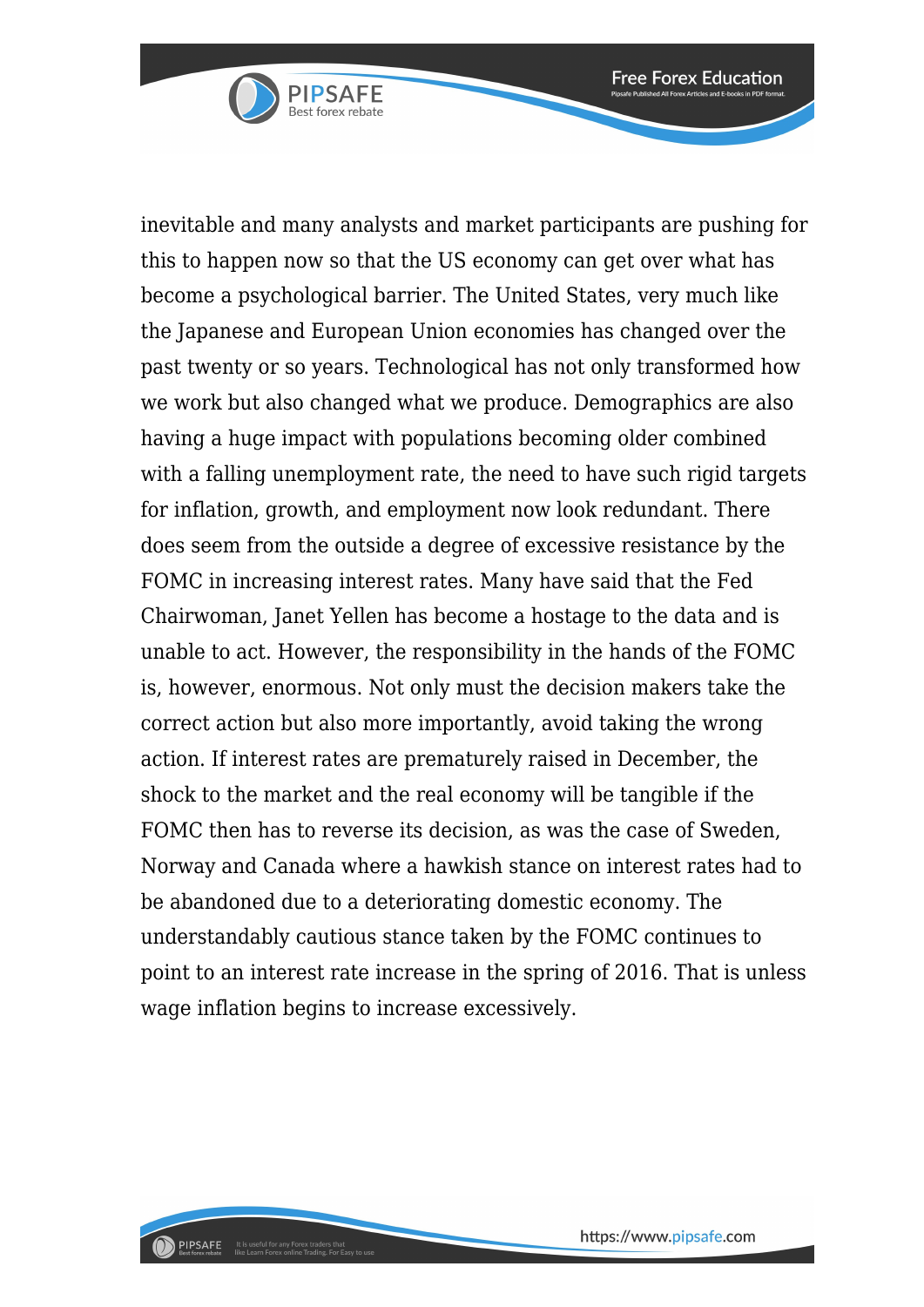inevitable and many analysts and market participants are pushing for this to happen now so that the US economy can get over what has become a psychological barrier. The United States, very much like the Japanese and European Union economies has changed over the past twenty or so years. Technological has not only transformed how we work but also changed what we produce. Demographics are also having a huge impact with populations becoming older combined with a falling unemployment rate, the need to have such rigid targets for inflation, growth, and employment now look redundant. There does seem from the outside a degree of excessive resistance by the FOMC in increasing interest rates. Many have said that the Fed Chairwoman, Janet Yellen has become a hostage to the data and is unable to act. However, the responsibility in the hands of the FOMC is, however, enormous. Not only must the decision makers take the correct action but also more importantly, avoid taking the wrong action. If interest rates are prematurely raised in December, the shock to the market and the real economy will be tangible if the FOMC then has to reverse its decision, as was the case of Sweden, Norway and Canada where a hawkish stance on interest rates had to be abandoned due to a deteriorating domestic economy. The understandably cautious stance taken by the FOMC continues to point to an interest rate increase in the spring of 2016. That is unless wage inflation begins to increase excessively.